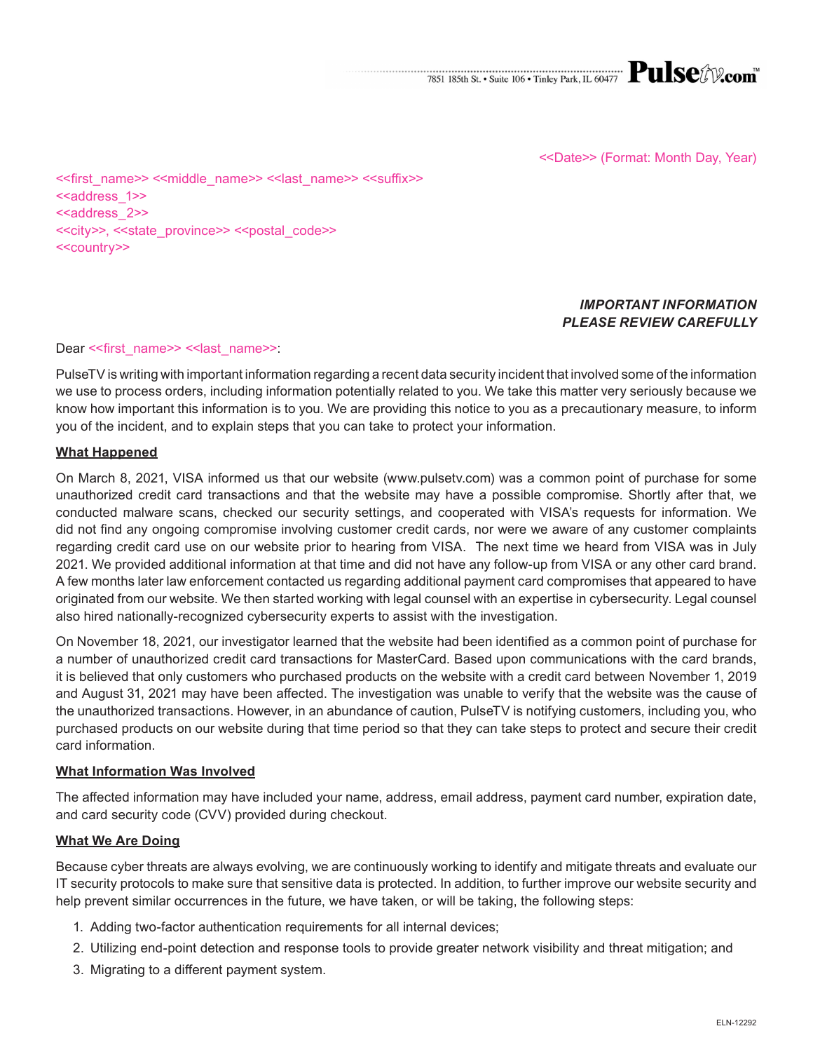7851 185th St. • Suite 106 • Tinley Park, IL 60477 **Pulsetv.com**™

<<Date>> (Format: Month Day, Year)

<<first_name>> <<middle_name>> <<last_name>> <<suffix>>
<<address_1>>
<<address_2>>
<<city>>, <<state_province>> <<postal_code>>
<<country>>

***IMPORTANT INFORMATION***
***PLEASE REVIEW CAREFULLY***

Dear <<first_name>> <<last_name>>:

PulseTV is writing with important information regarding a recent data security incident that involved some of the information we use to process orders, including information potentially related to you. We take this matter very seriously because we know how important this information is to you. We are providing this notice to you as a precautionary measure, to inform you of the incident, and to explain steps that you can take to protect your information.

**What Happened**

On March 8, 2021, VISA informed us that our website (www.pulsetv.com) was a common point of purchase for some unauthorized credit card transactions and that the website may have a possible compromise. Shortly after that, we conducted malware scans, checked our security settings, and cooperated with VISA's requests for information. We did not find any ongoing compromise involving customer credit cards, nor were we aware of any customer complaints regarding credit card use on our website prior to hearing from VISA. The next time we heard from VISA was in July 2021. We provided additional information at that time and did not have any follow-up from VISA or any other card brand. A few months later law enforcement contacted us regarding additional payment card compromises that appeared to have originated from our website. We then started working with legal counsel with an expertise in cybersecurity. Legal counsel also hired nationally-recognized cybersecurity experts to assist with the investigation.

On November 18, 2021, our investigator learned that the website had been identified as a common point of purchase for a number of unauthorized credit card transactions for MasterCard. Based upon communications with the card brands, it is believed that only customers who purchased products on the website with a credit card between November 1, 2019 and August 31, 2021 may have been affected. The investigation was unable to verify that the website was the cause of the unauthorized transactions. However, in an abundance of caution, PulseTV is notifying customers, including you, who purchased products on our website during that time period so that they can take steps to protect and secure their credit card information.

**What Information Was Involved**

The affected information may have included your name, address, email address, payment card number, expiration date, and card security code (CVV) provided during checkout.

**What We Are Doing**

Because cyber threats are always evolving, we are continuously working to identify and mitigate threats and evaluate our IT security protocols to make sure that sensitive data is protected. In addition, to further improve our website security and help prevent similar occurrences in the future, we have taken, or will be taking, the following steps:

1. Adding two-factor authentication requirements for all internal devices;
2. Utilizing end-point detection and response tools to provide greater network visibility and threat mitigation; and
3. Migrating to a different payment system.

ELN-12292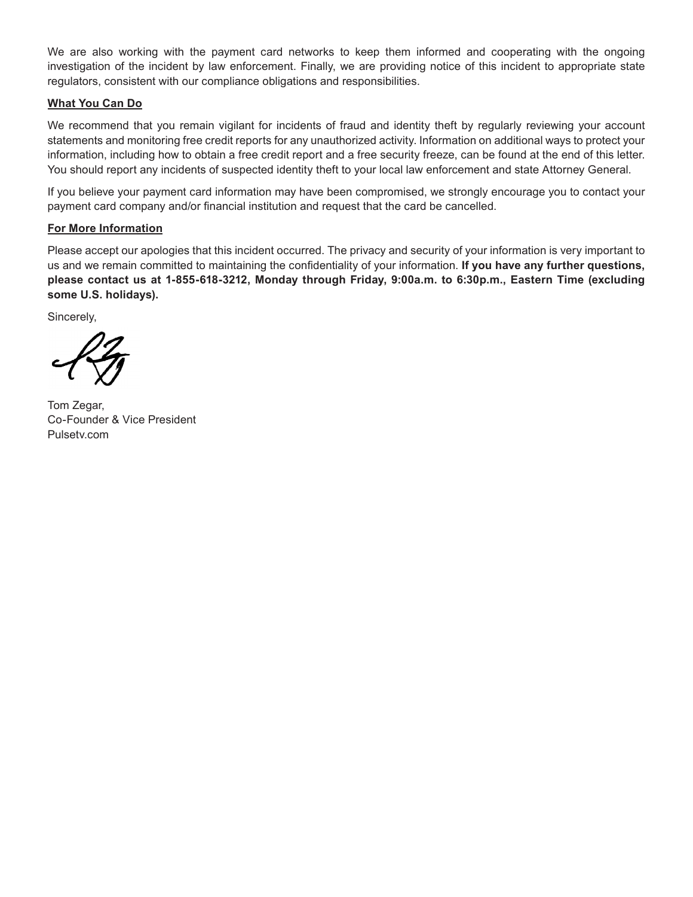We are also working with the payment card networks to keep them informed and cooperating with the ongoing investigation of the incident by law enforcement. Finally, we are providing notice of this incident to appropriate state regulators, consistent with our compliance obligations and responsibilities.

**What You Can Do**

We recommend that you remain vigilant for incidents of fraud and identity theft by regularly reviewing your account statements and monitoring free credit reports for any unauthorized activity. Information on additional ways to protect your information, including how to obtain a free credit report and a free security freeze, can be found at the end of this letter. You should report any incidents of suspected identity theft to your local law enforcement and state Attorney General.

If you believe your payment card information may have been compromised, we strongly encourage you to contact your payment card company and/or financial institution and request that the card be cancelled.

**For More Information**

Please accept our apologies that this incident occurred. The privacy and security of your information is very important to us and we remain committed to maintaining the confidentiality of your information. **If you have any further questions, please contact us at 1-855-618-3212, Monday through Friday, 9:00a.m. to 6:30p.m., Eastern Time (excluding some U.S. holidays).**

Sincerely,

Tom Zegar,
Co-Founder & Vice President
Pulsetv.com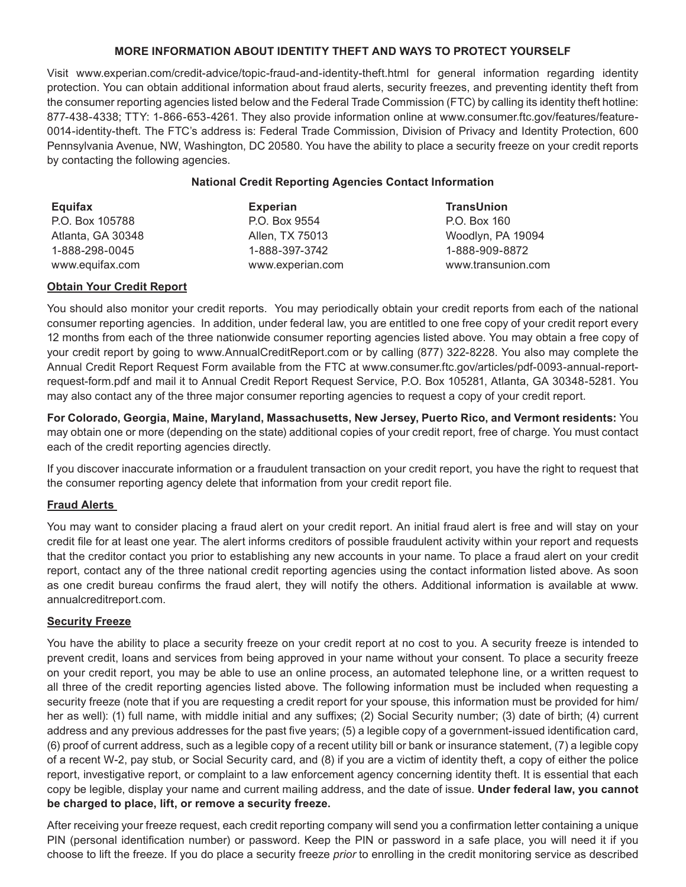**MORE INFORMATION ABOUT IDENTITY THEFT AND WAYS TO PROTECT YOURSELF**

Visit www.experian.com/credit-advice/topic-fraud-and-identity-theft.html for general information regarding identity protection. You can obtain additional information about fraud alerts, security freezes, and preventing identity theft from the consumer reporting agencies listed below and the Federal Trade Commission (FTC) by calling its identity theft hotline: 877-438-4338; TTY: 1-866-653-4261. They also provide information online at www.consumer.ftc.gov/features/feature-0014-identity-theft. The FTC's address is: Federal Trade Commission, Division of Privacy and Identity Protection, 600 Pennsylvania Avenue, NW, Washington, DC 20580. You have the ability to place a security freeze on your credit reports by contacting the following agencies.

**National Credit Reporting Agencies Contact Information**

| **Equifax** | **Experian** | **TransUnion** |
|---|---|---|
| P.O. Box 105788 | P.O. Box 9554 | P.O. Box 160 |
| Atlanta, GA 30348 | Allen, TX 75013 | Woodlyn, PA 19094 |
| 1-888-298-0045 | 1-888-397-3742 | 1-888-909-8872 |
| www.equifax.com | www.experian.com | www.transunion.com |

**Obtain Your Credit Report**

You should also monitor your credit reports. You may periodically obtain your credit reports from each of the national consumer reporting agencies. In addition, under federal law, you are entitled to one free copy of your credit report every 12 months from each of the three nationwide consumer reporting agencies listed above. You may obtain a free copy of your credit report by going to www.AnnualCreditReport.com or by calling (877) 322-8228. You also may complete the Annual Credit Report Request Form available from the FTC at www.consumer.ftc.gov/articles/pdf-0093-annual-report-request-form.pdf and mail it to Annual Credit Report Request Service, P.O. Box 105281, Atlanta, GA 30348-5281. You may also contact any of the three major consumer reporting agencies to request a copy of your credit report.

**For Colorado, Georgia, Maine, Maryland, Massachusetts, New Jersey, Puerto Rico, and Vermont residents:** You may obtain one or more (depending on the state) additional copies of your credit report, free of charge. You must contact each of the credit reporting agencies directly.

If you discover inaccurate information or a fraudulent transaction on your credit report, you have the right to request that the consumer reporting agency delete that information from your credit report file.

**Fraud Alerts**

You may want to consider placing a fraud alert on your credit report. An initial fraud alert is free and will stay on your credit file for at least one year. The alert informs creditors of possible fraudulent activity within your report and requests that the creditor contact you prior to establishing any new accounts in your name. To place a fraud alert on your credit report, contact any of the three national credit reporting agencies using the contact information listed above. As soon as one credit bureau confirms the fraud alert, they will notify the others. Additional information is available at www.annualcreditreport.com.

**Security Freeze**

You have the ability to place a security freeze on your credit report at no cost to you. A security freeze is intended to prevent credit, loans and services from being approved in your name without your consent. To place a security freeze on your credit report, you may be able to use an online process, an automated telephone line, or a written request to all three of the credit reporting agencies listed above. The following information must be included when requesting a security freeze (note that if you are requesting a credit report for your spouse, this information must be provided for him/her as well): (1) full name, with middle initial and any suffixes; (2) Social Security number; (3) date of birth; (4) current address and any previous addresses for the past five years; (5) a legible copy of a government-issued identification card, (6) proof of current address, such as a legible copy of a recent utility bill or bank or insurance statement, (7) a legible copy of a recent W-2, pay stub, or Social Security card, and (8) if you are a victim of identity theft, a copy of either the police report, investigative report, or complaint to a law enforcement agency concerning identity theft. It is essential that each copy be legible, display your name and current mailing address, and the date of issue. **Under federal law, you cannot be charged to place, lift, or remove a security freeze.**

After receiving your freeze request, each credit reporting company will send you a confirmation letter containing a unique PIN (personal identification number) or password. Keep the PIN or password in a safe place, you will need it if you choose to lift the freeze. If you do place a security freeze *prior* to enrolling in the credit monitoring service as described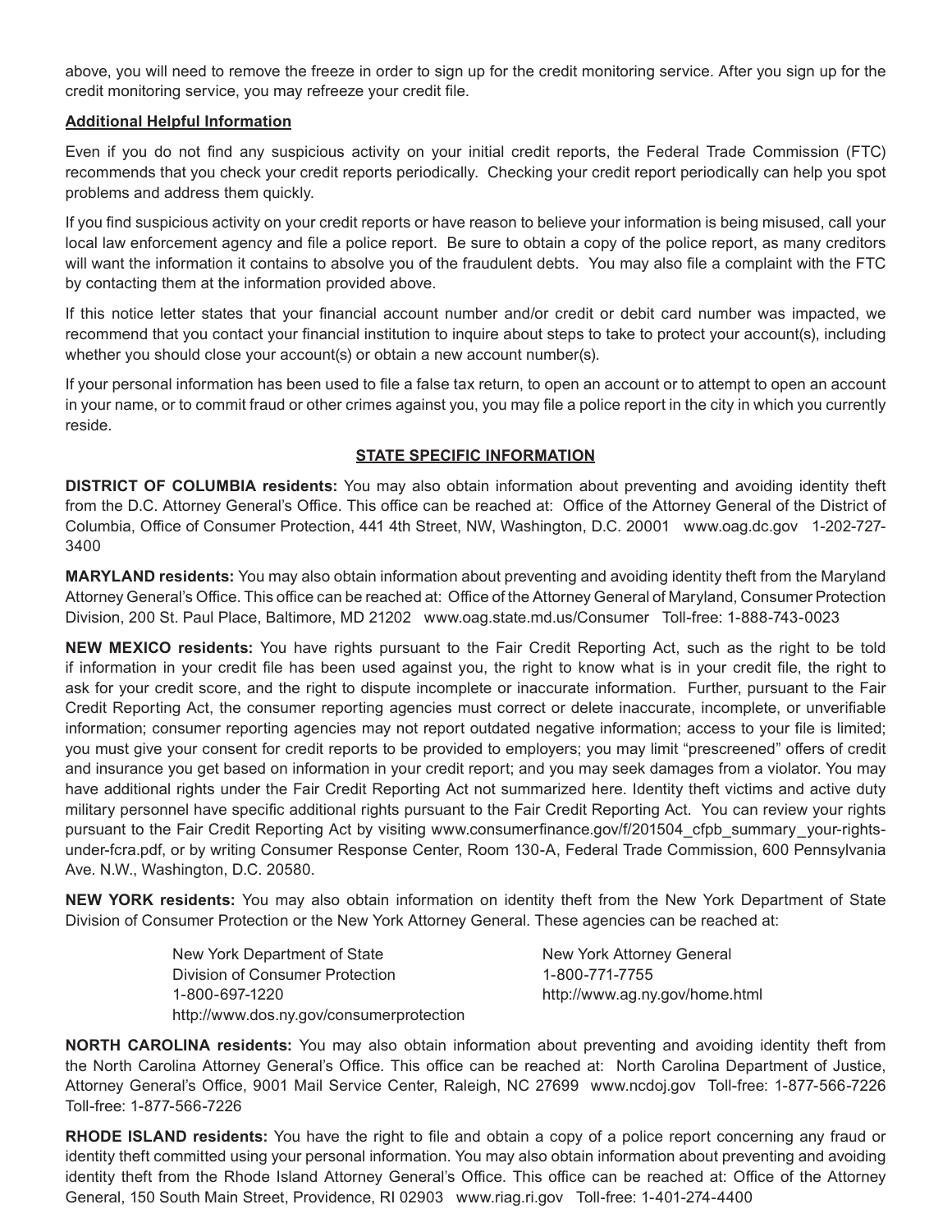above, you will need to remove the freeze in order to sign up for the credit monitoring service. After you sign up for the credit monitoring service, you may refreeze your credit file.

**Additional Helpful Information**

Even if you do not find any suspicious activity on your initial credit reports, the Federal Trade Commission (FTC) recommends that you check your credit reports periodically. Checking your credit report periodically can help you spot problems and address them quickly.

If you find suspicious activity on your credit reports or have reason to believe your information is being misused, call your local law enforcement agency and file a police report. Be sure to obtain a copy of the police report, as many creditors will want the information it contains to absolve you of the fraudulent debts. You may also file a complaint with the FTC by contacting them at the information provided above.

If this notice letter states that your financial account number and/or credit or debit card number was impacted, we recommend that you contact your financial institution to inquire about steps to take to protect your account(s), including whether you should close your account(s) or obtain a new account number(s).

If your personal information has been used to file a false tax return, to open an account or to attempt to open an account in your name, or to commit fraud or other crimes against you, you may file a police report in the city in which you currently reside.

**STATE SPECIFIC INFORMATION**

**DISTRICT OF COLUMBIA residents:** You may also obtain information about preventing and avoiding identity theft from the D.C. Attorney General's Office. This office can be reached at: Office of the Attorney General of the District of Columbia, Office of Consumer Protection, 441 4th Street, NW, Washington, D.C. 20001 www.oag.dc.gov 1-202-727-3400

**MARYLAND residents:** You may also obtain information about preventing and avoiding identity theft from the Maryland Attorney General's Office. This office can be reached at: Office of the Attorney General of Maryland, Consumer Protection Division, 200 St. Paul Place, Baltimore, MD 21202 www.oag.state.md.us/Consumer Toll-free: 1-888-743-0023

**NEW MEXICO residents:** You have rights pursuant to the Fair Credit Reporting Act, such as the right to be told if information in your credit file has been used against you, the right to know what is in your credit file, the right to ask for your credit score, and the right to dispute incomplete or inaccurate information. Further, pursuant to the Fair Credit Reporting Act, the consumer reporting agencies must correct or delete inaccurate, incomplete, or unverifiable information; consumer reporting agencies may not report outdated negative information; access to your file is limited; you must give your consent for credit reports to be provided to employers; you may limit "prescreened" offers of credit and insurance you get based on information in your credit report; and you may seek damages from a violator. You may have additional rights under the Fair Credit Reporting Act not summarized here. Identity theft victims and active duty military personnel have specific additional rights pursuant to the Fair Credit Reporting Act. You can review your rights pursuant to the Fair Credit Reporting Act by visiting www.consumerfinance.gov/f/201504_cfpb_summary_your-rights-under-fcra.pdf, or by writing Consumer Response Center, Room 130-A, Federal Trade Commission, 600 Pennsylvania Ave. N.W., Washington, D.C. 20580.

**NEW YORK residents:** You may also obtain information on identity theft from the New York Department of State Division of Consumer Protection or the New York Attorney General. These agencies can be reached at:

New York Department of State
Division of Consumer Protection
1-800-697-1220
http://www.dos.ny.gov/consumerprotection

New York Attorney General
1-800-771-7755
http://www.ag.ny.gov/home.html

**NORTH CAROLINA residents:** You may also obtain information about preventing and avoiding identity theft from the North Carolina Attorney General's Office. This office can be reached at: North Carolina Department of Justice, Attorney General's Office, 9001 Mail Service Center, Raleigh, NC 27699 www.ncdoj.gov Toll-free: 1-877-566-7226 Toll-free: 1-877-566-7226

**RHODE ISLAND residents:** You have the right to file and obtain a copy of a police report concerning any fraud or identity theft committed using your personal information. You may also obtain information about preventing and avoiding identity theft from the Rhode Island Attorney General's Office. This office can be reached at: Office of the Attorney General, 150 South Main Street, Providence, RI 02903 www.riag.ri.gov Toll-free: 1-401-274-4400